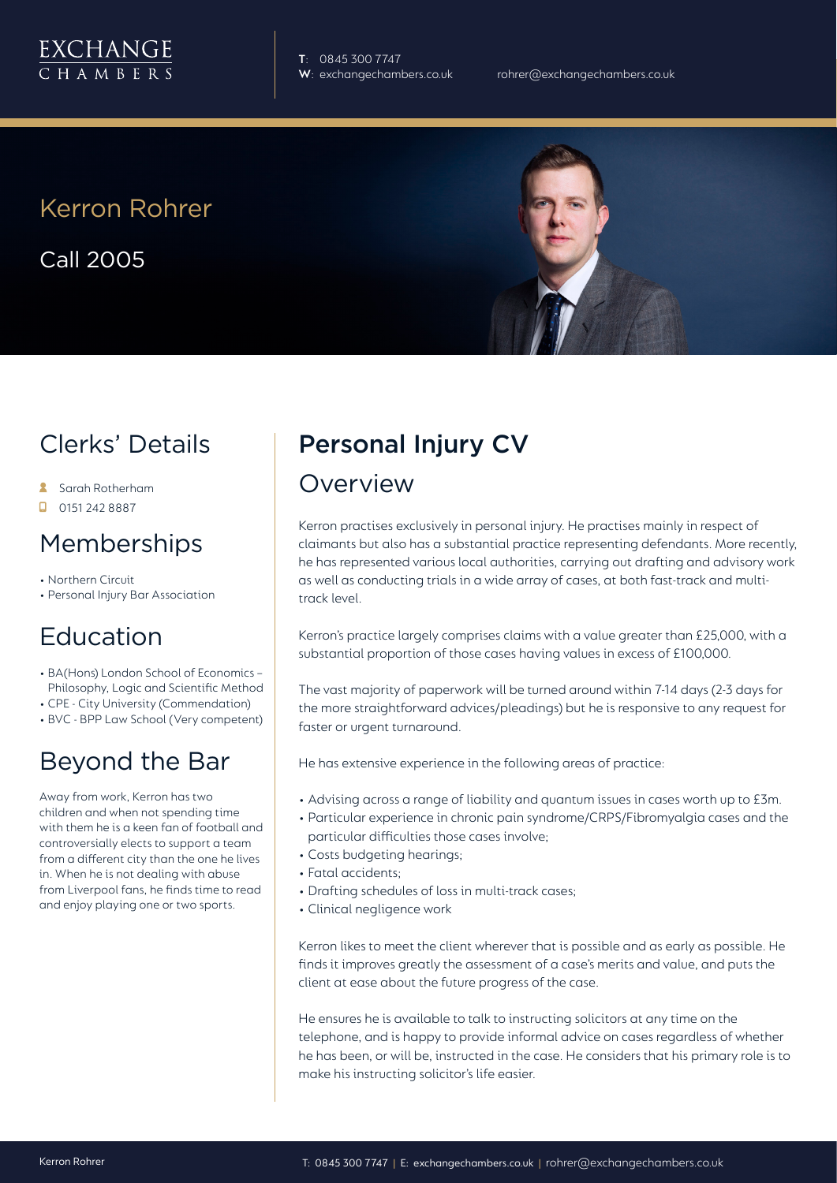EXCHANGE CHAMBERS

**T**: 0845 300 7747
**W**: exchangechambers.co.uk
rohrer@exchangechambers.co.uk

# Kerron Rohrer

Call 2005

## Clerks' Details

- Sarah Rotherham
- 0151 242 8887

## Memberships

- Northern Circuit
- Personal Injury Bar Association

## Education

- BA(Hons) London School of Economics – Philosophy, Logic and Scientific Method
- CPE - City University (Commendation)
- BVC - BPP Law School (Very competent)

## Beyond the Bar

Away from work, Kerron has two children and when not spending time with them he is a keen fan of football and controversially elects to support a team from a different city than the one he lives in. When he is not dealing with abuse from Liverpool fans, he finds time to read and enjoy playing one or two sports.

## Personal Injury CV

### Overview

Kerron practises exclusively in personal injury. He practises mainly in respect of claimants but also has a substantial practice representing defendants. More recently, he has represented various local authorities, carrying out drafting and advisory work as well as conducting trials in a wide array of cases, at both fast-track and multi-track level.

Kerron's practice largely comprises claims with a value greater than £25,000, with a substantial proportion of those cases having values in excess of £100,000.

The vast majority of paperwork will be turned around within 7-14 days (2-3 days for the more straightforward advices/pleadings) but he is responsive to any request for faster or urgent turnaround.

He has extensive experience in the following areas of practice:

- Advising across a range of liability and quantum issues in cases worth up to £3m.
- Particular experience in chronic pain syndrome/CRPS/Fibromyalgia cases and the particular difficulties those cases involve;
- Costs budgeting hearings;
- Fatal accidents;
- Drafting schedules of loss in multi-track cases;
- Clinical negligence work

Kerron likes to meet the client wherever that is possible and as early as possible. He finds it improves greatly the assessment of a case's merits and value, and puts the client at ease about the future progress of the case.

He ensures he is available to talk to instructing solicitors at any time on the telephone, and is happy to provide informal advice on cases regardless of whether he has been, or will be, instructed in the case. He considers that his primary role is to make his instructing solicitor's life easier.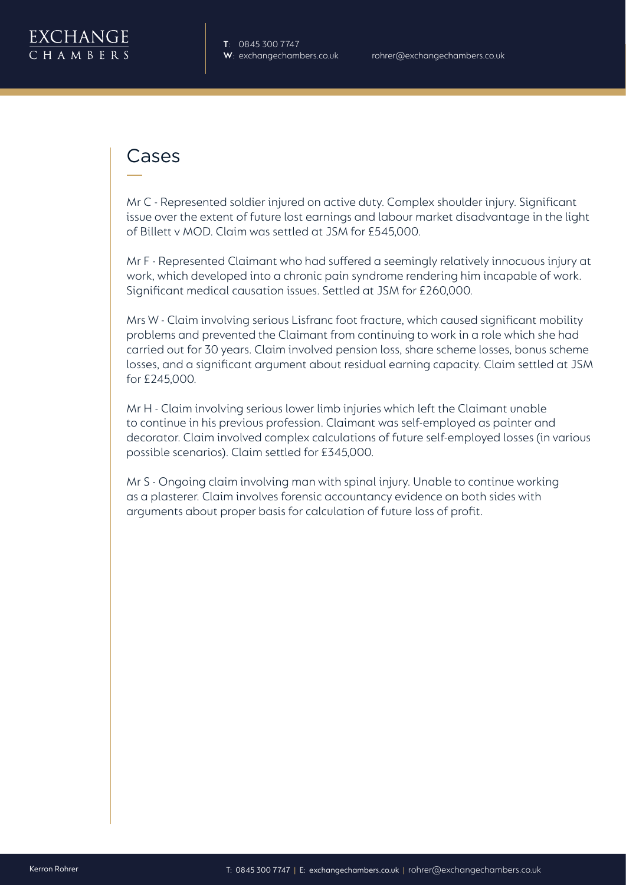## Cases

Mr C - Represented soldier injured on active duty. Complex shoulder injury. Significant issue over the extent of future lost earnings and labour market disadvantage in the light of Billett v MOD. Claim was settled at JSM for £545,000.

Mr F - Represented Claimant who had suffered a seemingly relatively innocuous injury at work, which developed into a chronic pain syndrome rendering him incapable of work. Significant medical causation issues. Settled at JSM for £260,000.

Mrs W - Claim involving serious Lisfranc foot fracture, which caused significant mobility problems and prevented the Claimant from continuing to work in a role which she had carried out for 30 years. Claim involved pension loss, share scheme losses, bonus scheme losses, and a significant argument about residual earning capacity. Claim settled at JSM for £245,000.

Mr H - Claim involving serious lower limb injuries which left the Claimant unable to continue in his previous profession. Claimant was self-employed as painter and decorator. Claim involved complex calculations of future self-employed losses (in various possible scenarios). Claim settled for £345,000.

Mr S - Ongoing claim involving man with spinal injury. Unable to continue working as a plasterer. Claim involves forensic accountancy evidence on both sides with arguments about proper basis for calculation of future loss of profit.